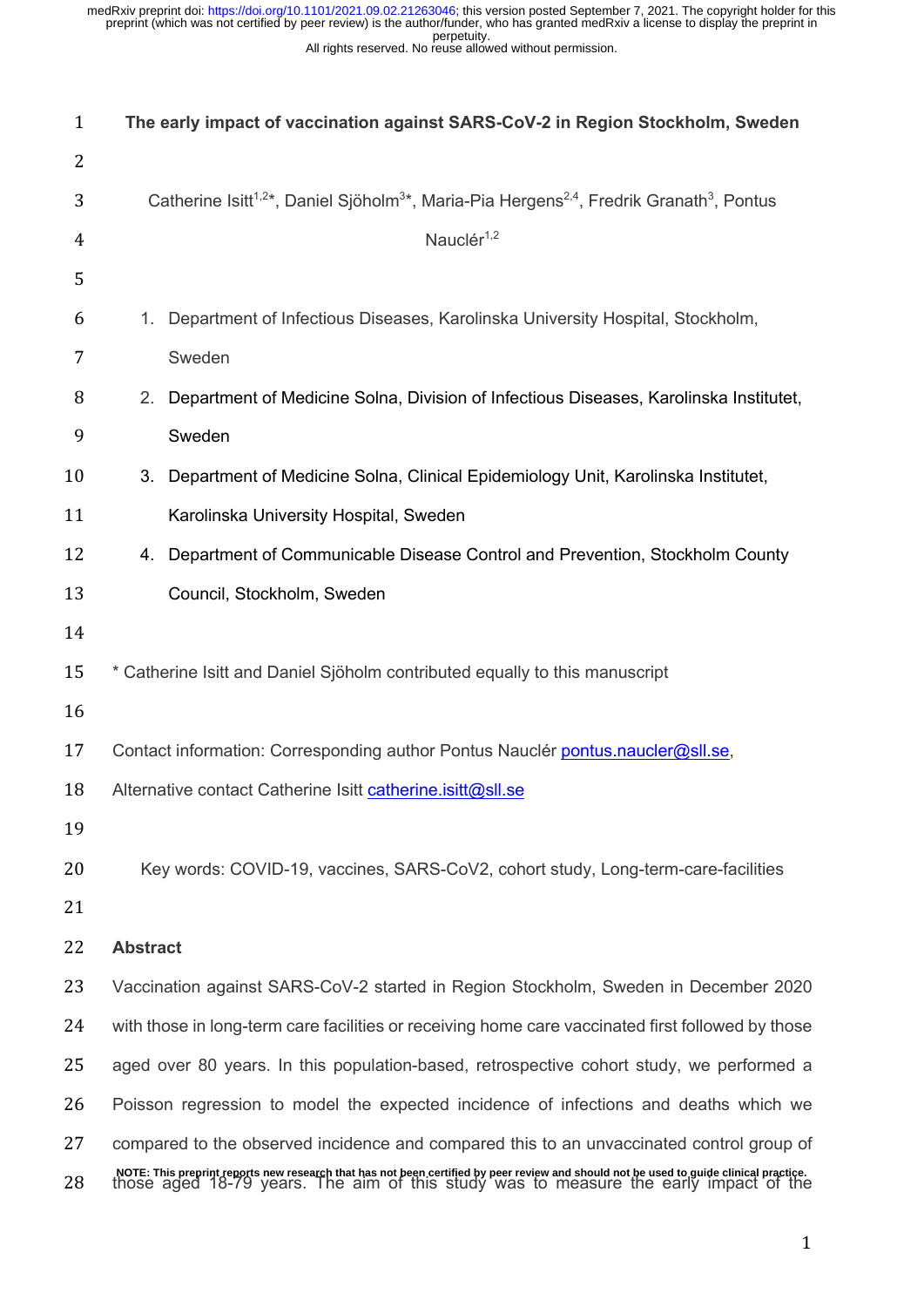# The early impact of vaccination against SARS-CoV-2 in Region Stockholm, Sweden

Catherine Isitt[1,2]*, Daniel Sjöholm[3]*, Maria-Pia Hergens[2,4], Fredrik Granath[3], Pontus Nauclér[1,2]

1. Department of Infectious Diseases, Karolinska University Hospital, Stockholm, Sweden
2. Department of Medicine Solna, Division of Infectious Diseases, Karolinska Institutet, Sweden
3. Department of Medicine Solna, Clinical Epidemiology Unit, Karolinska Institutet, Karolinska University Hospital, Sweden
4. Department of Communicable Disease Control and Prevention, Stockholm County Council, Stockholm, Sweden

* Catherine Isitt and Daniel Sjöholm contributed equally to this manuscript

Contact information: Corresponding author Pontus Nauclér pontus.naucler@sll.se, Alternative contact Catherine Isitt catherine.isitt@sll.se

Key words: COVID-19, vaccines, SARS-CoV2, cohort study, Long-term-care-facilities

## Abstract

Vaccination against SARS-CoV-2 started in Region Stockholm, Sweden in December 2020 with those in long-term care facilities or receiving home care vaccinated first followed by those aged over 80 years. In this population-based, retrospective cohort study, we performed a Poisson regression to model the expected incidence of infections and deaths which we compared to the observed incidence and compared this to an unvaccinated control group of those aged 18-79 years. The aim of this study was to measure the early impact of the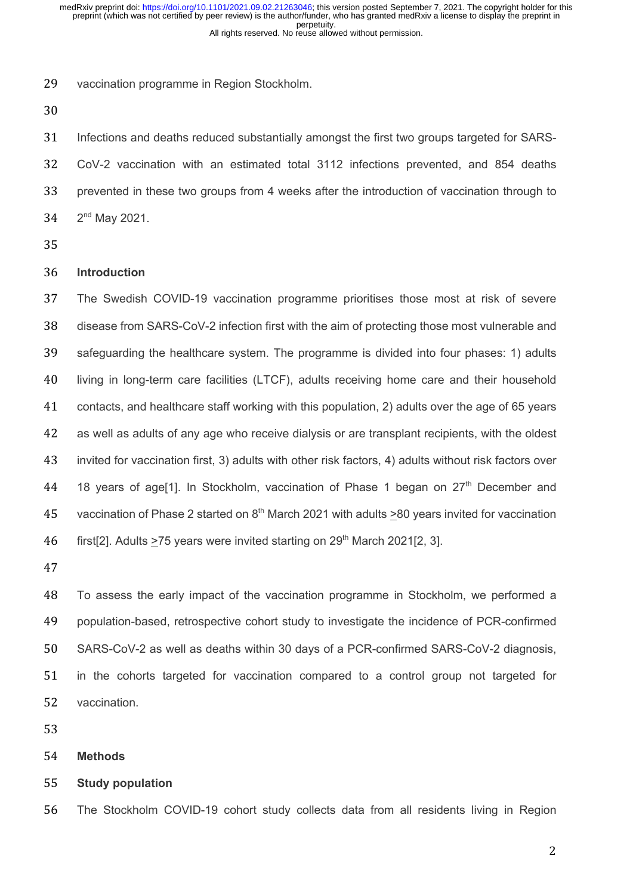vaccination programme in Region Stockholm.

Infections and deaths reduced substantially amongst the first two groups targeted for SARS-CoV-2 vaccination with an estimated total 3112 infections prevented, and 854 deaths prevented in these two groups from 4 weeks after the introduction of vaccination through to 2nd May 2021.

## Introduction

The Swedish COVID-19 vaccination programme prioritises those most at risk of severe disease from SARS-CoV-2 infection first with the aim of protecting those most vulnerable and safeguarding the healthcare system. The programme is divided into four phases: 1) adults living in long-term care facilities (LTCF), adults receiving home care and their household contacts, and healthcare staff working with this population, 2) adults over the age of 65 years as well as adults of any age who receive dialysis or are transplant recipients, with the oldest invited for vaccination first, 3) adults with other risk factors, 4) adults without risk factors over 18 years of age[1]. In Stockholm, vaccination of Phase 1 began on 27th December and vaccination of Phase 2 started on 8th March 2021 with adults ≥80 years invited for vaccination first[2]. Adults ≥75 years were invited starting on 29th March 2021[2, 3].

To assess the early impact of the vaccination programme in Stockholm, we performed a population-based, retrospective cohort study to investigate the incidence of PCR-confirmed SARS-CoV-2 as well as deaths within 30 days of a PCR-confirmed SARS-CoV-2 diagnosis, in the cohorts targeted for vaccination compared to a control group not targeted for vaccination.

## Methods

### Study population

The Stockholm COVID-19 cohort study collects data from all residents living in Region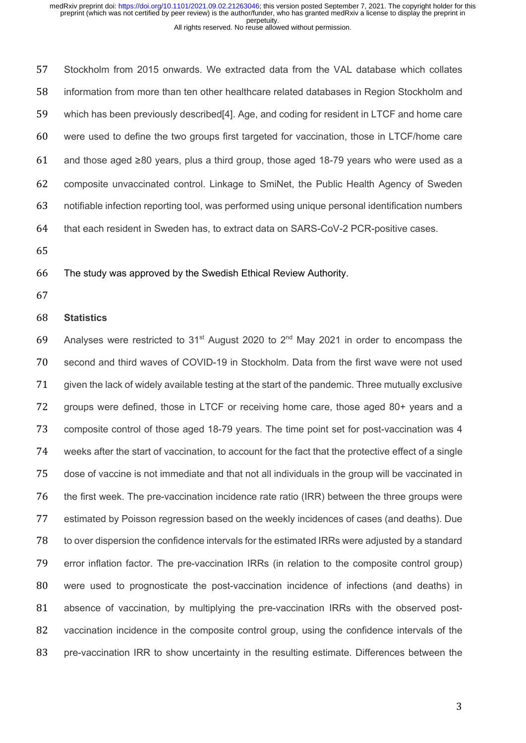Stockholm from 2015 onwards. We extracted data from the VAL database which collates information from more than ten other healthcare related databases in Region Stockholm and which has been previously described[4]. Age, and coding for resident in LTCF and home care were used to define the two groups first targeted for vaccination, those in LTCF/home care and those aged ≥80 years, plus a third group, those aged 18-79 years who were used as a composite unvaccinated control. Linkage to SmiNet, the Public Health Agency of Sweden notifiable infection reporting tool, was performed using unique personal identification numbers that each resident in Sweden has, to extract data on SARS-CoV-2 PCR-positive cases.

The study was approved by the Swedish Ethical Review Authority.

**Statistics**

Analyses were restricted to 31st August 2020 to 2nd May 2021 in order to encompass the second and third waves of COVID-19 in Stockholm. Data from the first wave were not used given the lack of widely available testing at the start of the pandemic. Three mutually exclusive groups were defined, those in LTCF or receiving home care, those aged 80+ years and a composite control of those aged 18-79 years. The time point set for post-vaccination was 4 weeks after the start of vaccination, to account for the fact that the protective effect of a single dose of vaccine is not immediate and that not all individuals in the group will be vaccinated in the first week. The pre-vaccination incidence rate ratio (IRR) between the three groups were estimated by Poisson regression based on the weekly incidences of cases (and deaths). Due to over dispersion the confidence intervals for the estimated IRRs were adjusted by a standard error inflation factor. The pre-vaccination IRRs (in relation to the composite control group) were used to prognosticate the post-vaccination incidence of infections (and deaths) in absence of vaccination, by multiplying the pre-vaccination IRRs with the observed post-vaccination incidence in the composite control group, using the confidence intervals of the pre-vaccination IRR to show uncertainty in the resulting estimate. Differences between the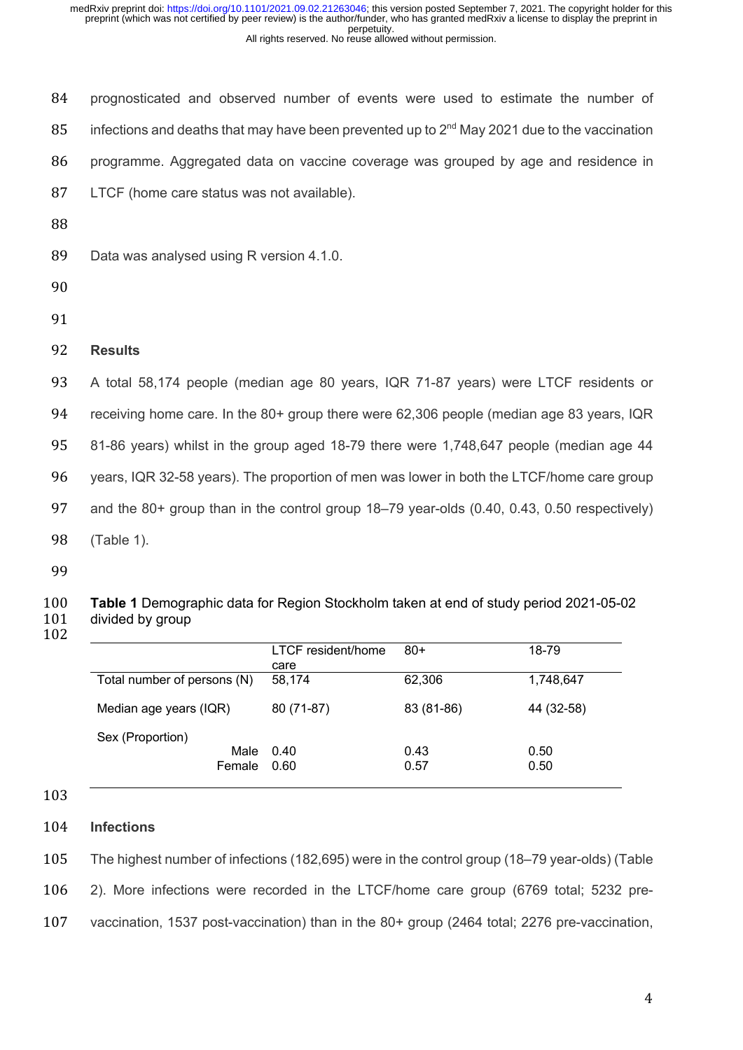prognosticated and observed number of events were used to estimate the number of infections and deaths that may have been prevented up to 2nd May 2021 due to the vaccination programme. Aggregated data on vaccine coverage was grouped by age and residence in LTCF (home care status was not available).

Data was analysed using R version 4.1.0.

## Results

A total 58,174 people (median age 80 years, IQR 71-87 years) were LTCF residents or receiving home care. In the 80+ group there were 62,306 people (median age 83 years, IQR 81-86 years) whilst in the group aged 18-79 there were 1,748,647 people (median age 44 years, IQR 32-58 years). The proportion of men was lower in both the LTCF/home care group and the 80+ group than in the control group 18–79 year-olds (0.40, 0.43, 0.50 respectively) (Table 1).

**Table 1** Demographic data for Region Stockholm taken at end of study period 2021-05-02 divided by group

| | LTCF resident/home care | 80+ | 18-79 |
|---|---|---|---|
| Total number of persons (N) | 58,174 | 62,306 | 1,748,647 |
| Median age years (IQR) | 80 (71-87) | 83 (81-86) | 44 (32-58) |
| Sex (Proportion) | | | |
| Male | 0.40 | 0.43 | 0.50 |
| Female | 0.60 | 0.57 | 0.50 |

### Infections

The highest number of infections (182,695) were in the control group (18–79 year-olds) (Table 2). More infections were recorded in the LTCF/home care group (6769 total; 5232 pre-vaccination, 1537 post-vaccination) than in the 80+ group (2464 total; 2276 pre-vaccination,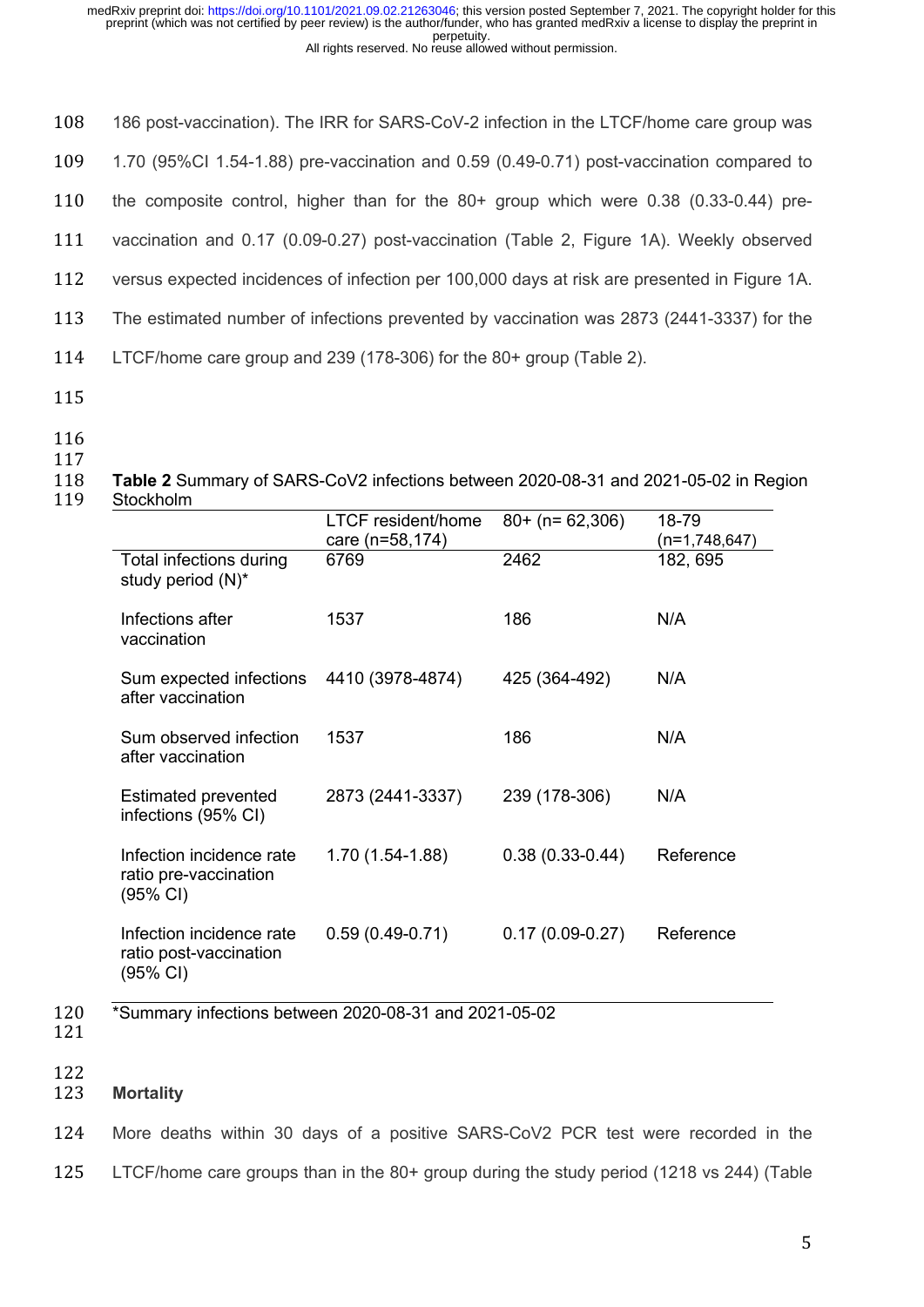186 post-vaccination). The IRR for SARS-CoV-2 infection in the LTCF/home care group was 1.70 (95%CI 1.54-1.88) pre-vaccination and 0.59 (0.49-0.71) post-vaccination compared to the composite control, higher than for the 80+ group which were 0.38 (0.33-0.44) pre-vaccination and 0.17 (0.09-0.27) post-vaccination (Table 2, Figure 1A). Weekly observed versus expected incidences of infection per 100,000 days at risk are presented in Figure 1A. The estimated number of infections prevented by vaccination was 2873 (2441-3337) for the LTCF/home care group and 239 (178-306) for the 80+ group (Table 2).

**Table 2** Summary of SARS-CoV2 infections between 2020-08-31 and 2021-05-02 in Region Stockholm

| | LTCF resident/home care (n=58,174) | 80+ (n= 62,306) | 18-79 (n=1,748,647) |
|---|---|---|---|
| Total infections during study period (N)* | 6769 | 2462 | 182, 695 |
| Infections after vaccination | 1537 | 186 | N/A |
| Sum expected infections after vaccination | 4410 (3978-4874) | 425 (364-492) | N/A |
| Sum observed infection after vaccination | 1537 | 186 | N/A |
| Estimated prevented infections (95% CI) | 2873 (2441-3337) | 239 (178-306) | N/A |
| Infection incidence rate ratio pre-vaccination (95% CI) | 1.70 (1.54-1.88) | 0.38 (0.33-0.44) | Reference |
| Infection incidence rate ratio post-vaccination (95% CI) | 0.59 (0.49-0.71) | 0.17 (0.09-0.27) | Reference |

*Summary infections between 2020-08-31 and 2021-05-02

### Mortality

More deaths within 30 days of a positive SARS-CoV2 PCR test were recorded in the LTCF/home care groups than in the 80+ group during the study period (1218 vs 244) (Table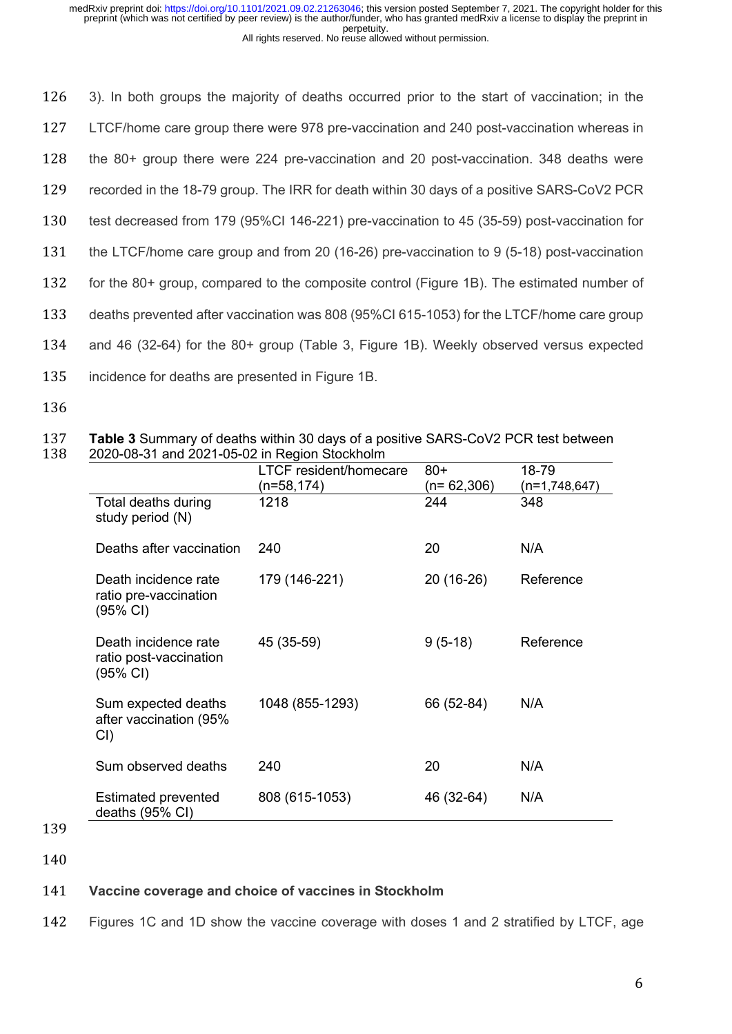3). In both groups the majority of deaths occurred prior to the start of vaccination; in the LTCF/home care group there were 978 pre-vaccination and 240 post-vaccination whereas in the 80+ group there were 224 pre-vaccination and 20 post-vaccination. 348 deaths were recorded in the 18-79 group. The IRR for death within 30 days of a positive SARS-CoV2 PCR test decreased from 179 (95%CI 146-221) pre-vaccination to 45 (35-59) post-vaccination for the LTCF/home care group and from 20 (16-26) pre-vaccination to 9 (5-18) post-vaccination for the 80+ group, compared to the composite control (Figure 1B). The estimated number of deaths prevented after vaccination was 808 (95%CI 615-1053) for the LTCF/home care group and 46 (32-64) for the 80+ group (Table 3, Figure 1B). Weekly observed versus expected incidence for deaths are presented in Figure 1B.

**Table 3** Summary of deaths within 30 days of a positive SARS-CoV2 PCR test between 2020-08-31 and 2021-05-02 in Region Stockholm

| | LTCF resident/homecare (n=58,174) | 80+ (n= 62,306) | 18-79 (n=1,748,647) |
|---|---|---|---|
| Total deaths during study period (N) | 1218 | 244 | 348 |
| Deaths after vaccination | 240 | 20 | N/A |
| Death incidence rate ratio pre-vaccination (95% CI) | 179 (146-221) | 20 (16-26) | Reference |
| Death incidence rate ratio post-vaccination (95% CI) | 45 (35-59) | 9 (5-18) | Reference |
| Sum expected deaths after vaccination (95% CI) | 1048 (855-1293) | 66 (52-84) | N/A |
| Sum observed deaths | 240 | 20 | N/A |
| Estimated prevented deaths (95% CI) | 808 (615-1053) | 46 (32-64) | N/A |

## Vaccine coverage and choice of vaccines in Stockholm

Figures 1C and 1D show the vaccine coverage with doses 1 and 2 stratified by LTCF, age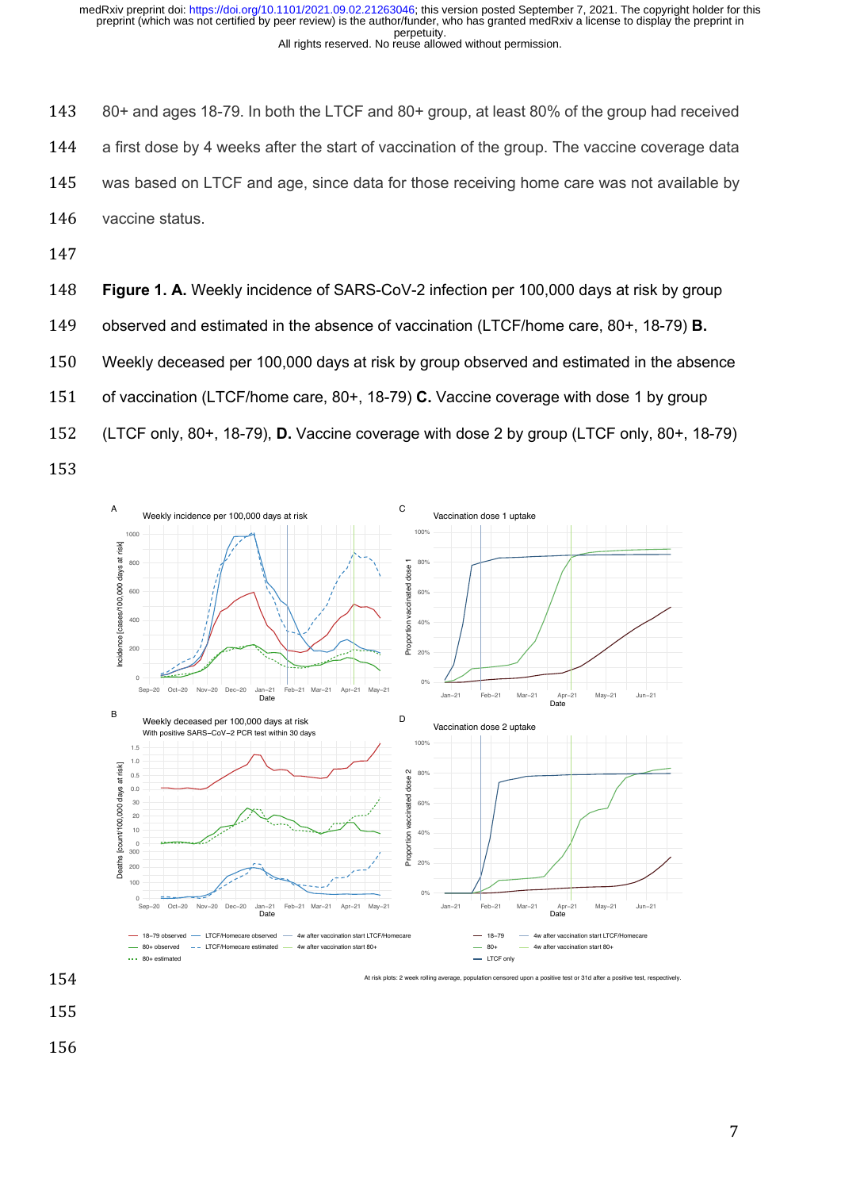80+ and ages 18-79. In both the LTCF and 80+ group, at least 80% of the group had received a first dose by 4 weeks after the start of vaccination of the group. The vaccine coverage data was based on LTCF and age, since data for those receiving home care was not available by vaccine status.

**Figure 1. A.** Weekly incidence of SARS-CoV-2 infection per 100,000 days at risk by group observed and estimated in the absence of vaccination (LTCF/home care, 80+, 18-79) **B.** Weekly deceased per 100,000 days at risk by group observed and estimated in the absence of vaccination (LTCF/home care, 80+, 18-79) **C.** Vaccine coverage with dose 1 by group (LTCF only, 80+, 18-79), **D.** Vaccine coverage with dose 2 by group (LTCF only, 80+, 18-79)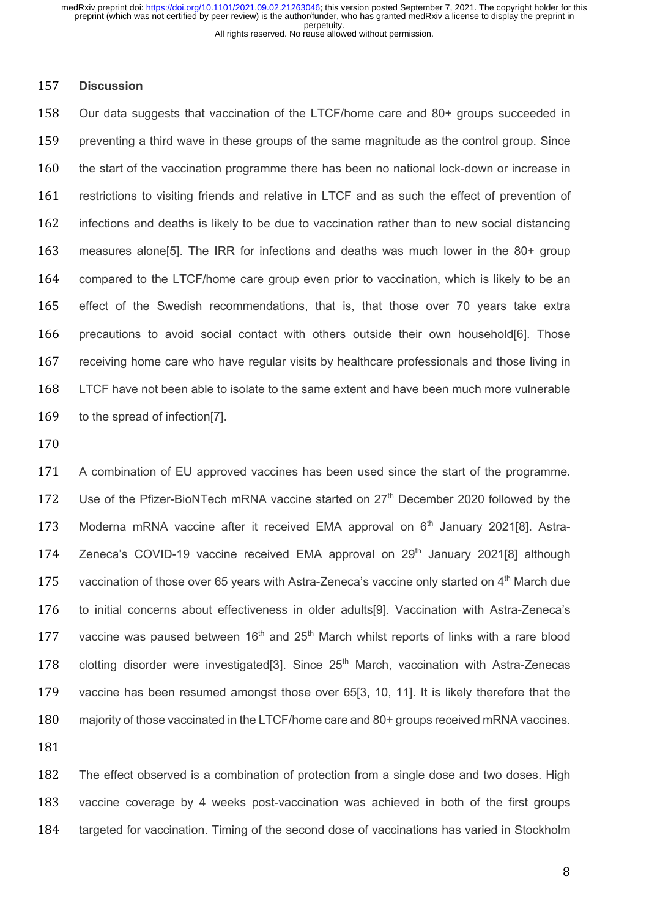## Discussion

Our data suggests that vaccination of the LTCF/home care and 80+ groups succeeded in preventing a third wave in these groups of the same magnitude as the control group. Since the start of the vaccination programme there has been no national lock-down or increase in restrictions to visiting friends and relative in LTCF and as such the effect of prevention of infections and deaths is likely to be due to vaccination rather than to new social distancing measures alone[5]. The IRR for infections and deaths was much lower in the 80+ group compared to the LTCF/home care group even prior to vaccination, which is likely to be an effect of the Swedish recommendations, that is, that those over 70 years take extra precautions to avoid social contact with others outside their own household[6]. Those receiving home care who have regular visits by healthcare professionals and those living in LTCF have not been able to isolate to the same extent and have been much more vulnerable to the spread of infection[7].

A combination of EU approved vaccines has been used since the start of the programme. Use of the Pfizer-BioNTech mRNA vaccine started on 27th December 2020 followed by the Moderna mRNA vaccine after it received EMA approval on 6th January 2021[8]. Astra-Zeneca's COVID-19 vaccine received EMA approval on 29th January 2021[8] although vaccination of those over 65 years with Astra-Zeneca's vaccine only started on 4th March due to initial concerns about effectiveness in older adults[9]. Vaccination with Astra-Zeneca's vaccine was paused between 16th and 25th March whilst reports of links with a rare blood clotting disorder were investigated[3]. Since 25th March, vaccination with Astra-Zenecas vaccine has been resumed amongst those over 65[3, 10, 11]. It is likely therefore that the majority of those vaccinated in the LTCF/home care and 80+ groups received mRNA vaccines.

The effect observed is a combination of protection from a single dose and two doses. High vaccine coverage by 4 weeks post-vaccination was achieved in both of the first groups targeted for vaccination. Timing of the second dose of vaccinations has varied in Stockholm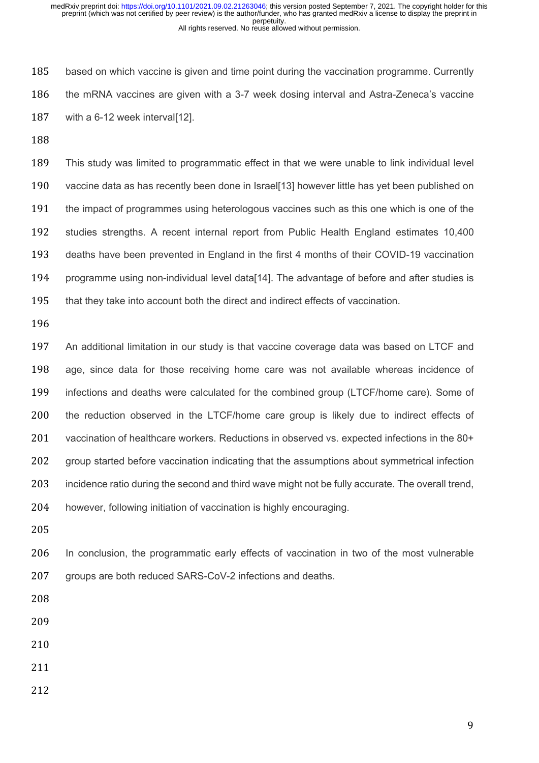based on which vaccine is given and time point during the vaccination programme. Currently the mRNA vaccines are given with a 3-7 week dosing interval and Astra-Zeneca's vaccine with a 6-12 week interval[12].

This study was limited to programmatic effect in that we were unable to link individual level vaccine data as has recently been done in Israel[13] however little has yet been published on the impact of programmes using heterologous vaccines such as this one which is one of the studies strengths. A recent internal report from Public Health England estimates 10,400 deaths have been prevented in England in the first 4 months of their COVID-19 vaccination programme using non-individual level data[14]. The advantage of before and after studies is that they take into account both the direct and indirect effects of vaccination.

An additional limitation in our study is that vaccine coverage data was based on LTCF and age, since data for those receiving home care was not available whereas incidence of infections and deaths were calculated for the combined group (LTCF/home care). Some of the reduction observed in the LTCF/home care group is likely due to indirect effects of vaccination of healthcare workers. Reductions in observed vs. expected infections in the 80+ group started before vaccination indicating that the assumptions about symmetrical infection incidence ratio during the second and third wave might not be fully accurate. The overall trend, however, following initiation of vaccination is highly encouraging.

In conclusion, the programmatic early effects of vaccination in two of the most vulnerable groups are both reduced SARS-CoV-2 infections and deaths.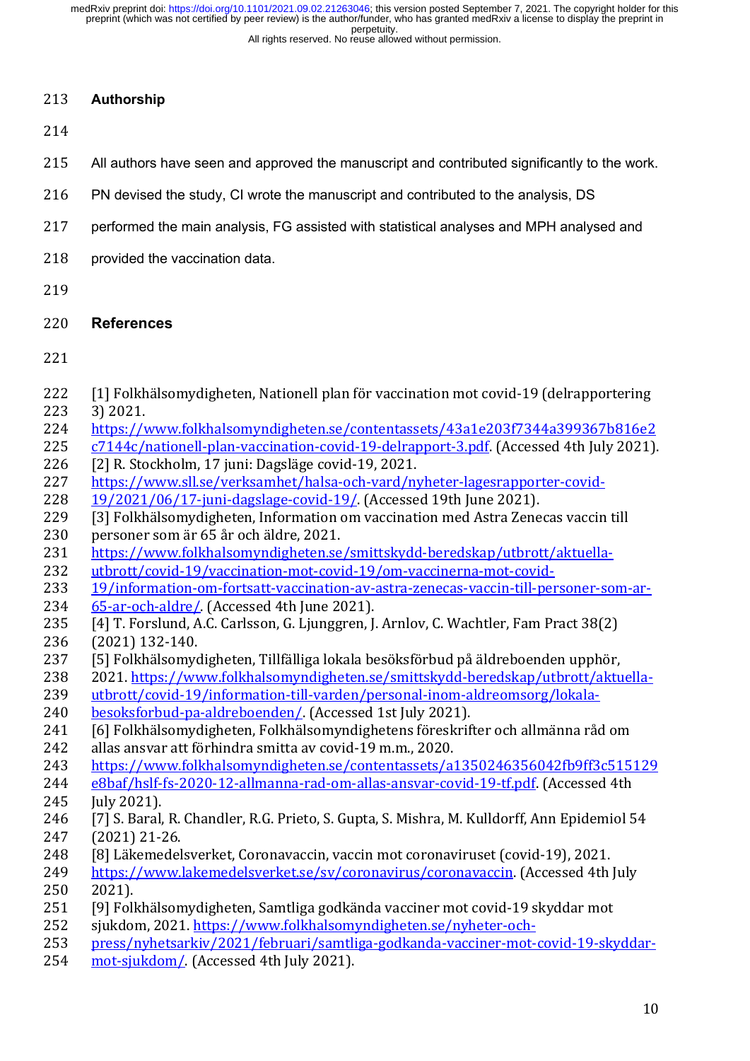## Authorship

All authors have seen and approved the manuscript and contributed significantly to the work. PN devised the study, CI wrote the manuscript and contributed to the analysis, DS performed the main analysis, FG assisted with statistical analyses and MPH analysed and provided the vaccination data.

## References

[1] Folkhälsomydigheten, Nationell plan för vaccination mot covid-19 (delrapportering 3) 2021. https://www.folkhalsomyndigheten.se/contentassets/43a1e203f7344a399367b816e2c7144c/nationell-plan-vaccination-covid-19-delrapport-3.pdf. (Accessed 4th July 2021).

[2] R. Stockholm, 17 juni: Dagsläge covid-19, 2021. https://www.sll.se/verksamhet/halsa-och-vard/nyheter-lagesrapporter-covid-19/2021/06/17-juni-dagslage-covid-19/. (Accessed 19th June 2021).

[3] Folkhälsomydigheten, Information om vaccination med Astra Zenecas vaccin till personer som är 65 år och äldre, 2021. https://www.folkhalsomyndigheten.se/smittskydd-beredskap/utbrott/aktuella-utbrott/covid-19/vaccination-mot-covid-19/om-vaccinerna-mot-covid-19/information-om-fortsatt-vaccination-av-astra-zenecas-vaccin-till-personer-som-ar-65-ar-och-aldre/. (Accessed 4th June 2021).

[4] T. Forslund, A.C. Carlsson, G. Ljunggren, J. Arnlov, C. Wachtler, Fam Pract 38(2) (2021) 132-140.

[5] Folkhälsomydigheten, Tillfälliga lokala besöksförbud på äldreboenden upphör, 2021. https://www.folkhalsomyndigheten.se/smittskydd-beredskap/utbrott/aktuella-utbrott/covid-19/information-till-varden/personal-inom-aldreomsorg/lokala-besoksforbud-pa-aldreboenden/. (Accessed 1st July 2021).

[6] Folkhälsomydigheten, Folkhälsomyndighetens föreskrifter och allmänna råd om allas ansvar att förhindra smitta av covid-19 m.m., 2020. https://www.folkhalsomyndigheten.se/contentassets/a1350246356042fb9ff3c515129e8baf/hslf-fs-2020-12-allmanna-rad-om-allas-ansvar-covid-19-tf.pdf. (Accessed 4th July 2021).

[7] S. Baral, R. Chandler, R.G. Prieto, S. Gupta, S. Mishra, M. Kulldorff, Ann Epidemiol 54 (2021) 21-26.

[8] Läkemedelsverket, Coronavaccin, vaccin mot coronaviruset (covid-19), 2021. https://www.lakemedelsverket.se/sv/coronavirus/coronavaccin. (Accessed 4th July 2021).

[9] Folkhälsomydigheten, Samtliga godkända vacciner mot covid-19 skyddar mot sjukdom, 2021. https://www.folkhalsomyndigheten.se/nyheter-och-press/nyhetsarkiv/2021/februari/samtliga-godkanda-vacciner-mot-covid-19-skyddar-mot-sjukdom/. (Accessed 4th July 2021).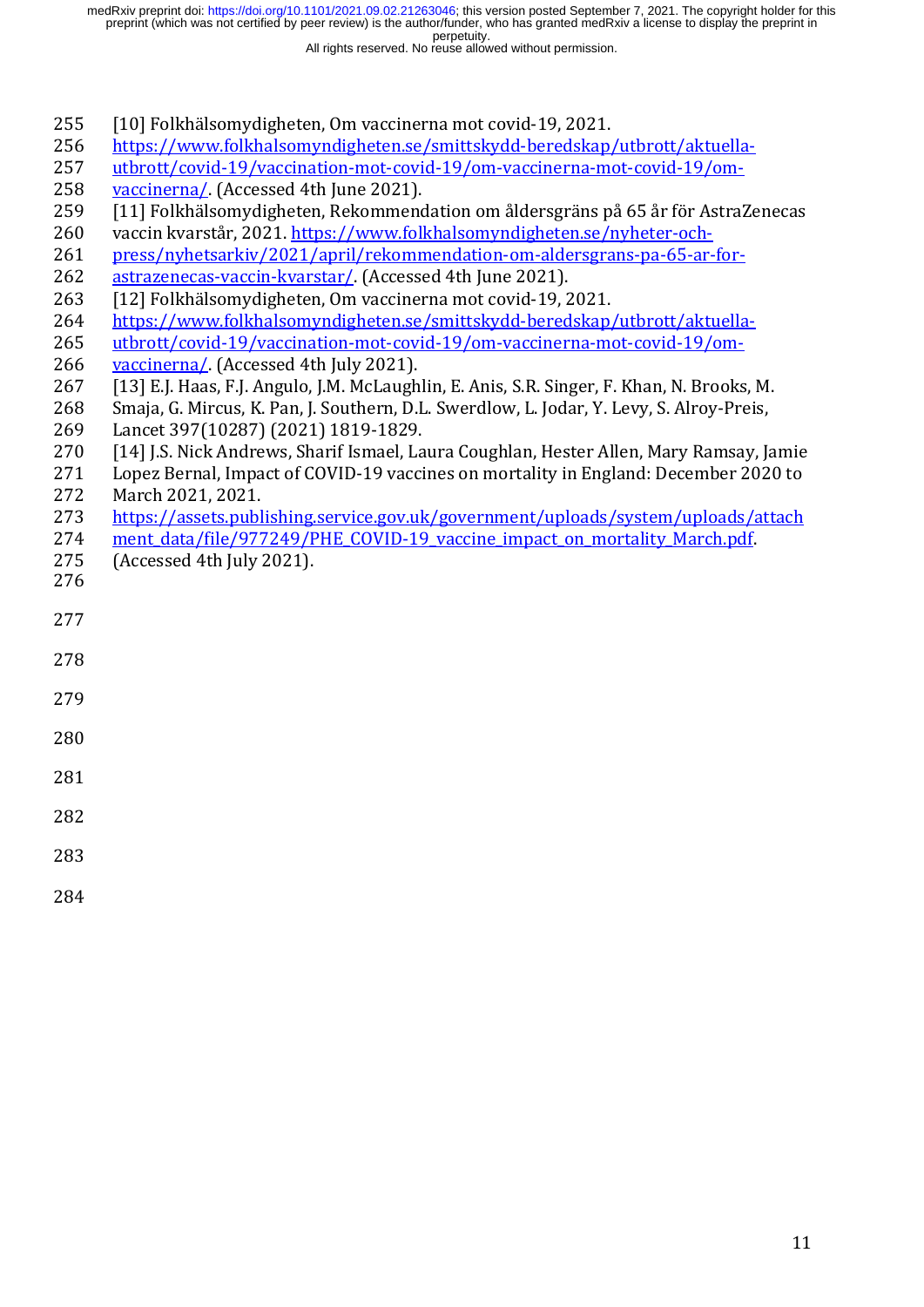[10] Folkhälsomydigheten, Om vaccinerna mot covid-19, 2021. https://www.folkhalsomyndigheten.se/smittskydd-beredskap/utbrott/aktuella-utbrott/covid-19/vaccination-mot-covid-19/om-vaccinerna-mot-covid-19/om-vaccinerna/. (Accessed 4th June 2021).

[11] Folkhälsomydigheten, Rekommendation om åldersgräns på 65 år för AstraZenecas vaccin kvarstår, 2021. https://www.folkhalsomyndigheten.se/nyheter-och-press/nyhetsarkiv/2021/april/rekommendation-om-aldersgrans-pa-65-ar-for-astrazenecas-vaccin-kvarstar/. (Accessed 4th June 2021).

[12] Folkhälsomydigheten, Om vaccinerna mot covid-19, 2021. https://www.folkhalsomyndigheten.se/smittskydd-beredskap/utbrott/aktuella-utbrott/covid-19/vaccination-mot-covid-19/om-vaccinerna-mot-covid-19/om-vaccinerna/. (Accessed 4th July 2021).

[13] E.J. Haas, F.J. Angulo, J.M. McLaughlin, E. Anis, S.R. Singer, F. Khan, N. Brooks, M. Smaja, G. Mircus, K. Pan, J. Southern, D.L. Swerdlow, L. Jodar, Y. Levy, S. Alroy-Preis, Lancet 397(10287) (2021) 1819-1829.

[14] J.S. Nick Andrews, Sharif Ismael, Laura Coughlan, Hester Allen, Mary Ramsay, Jamie Lopez Bernal, Impact of COVID-19 vaccines on mortality in England: December 2020 to March 2021, 2021. https://assets.publishing.service.gov.uk/government/uploads/system/uploads/attachment_data/file/977249/PHE_COVID-19_vaccine_impact_on_mortality_March.pdf. (Accessed 4th July 2021).